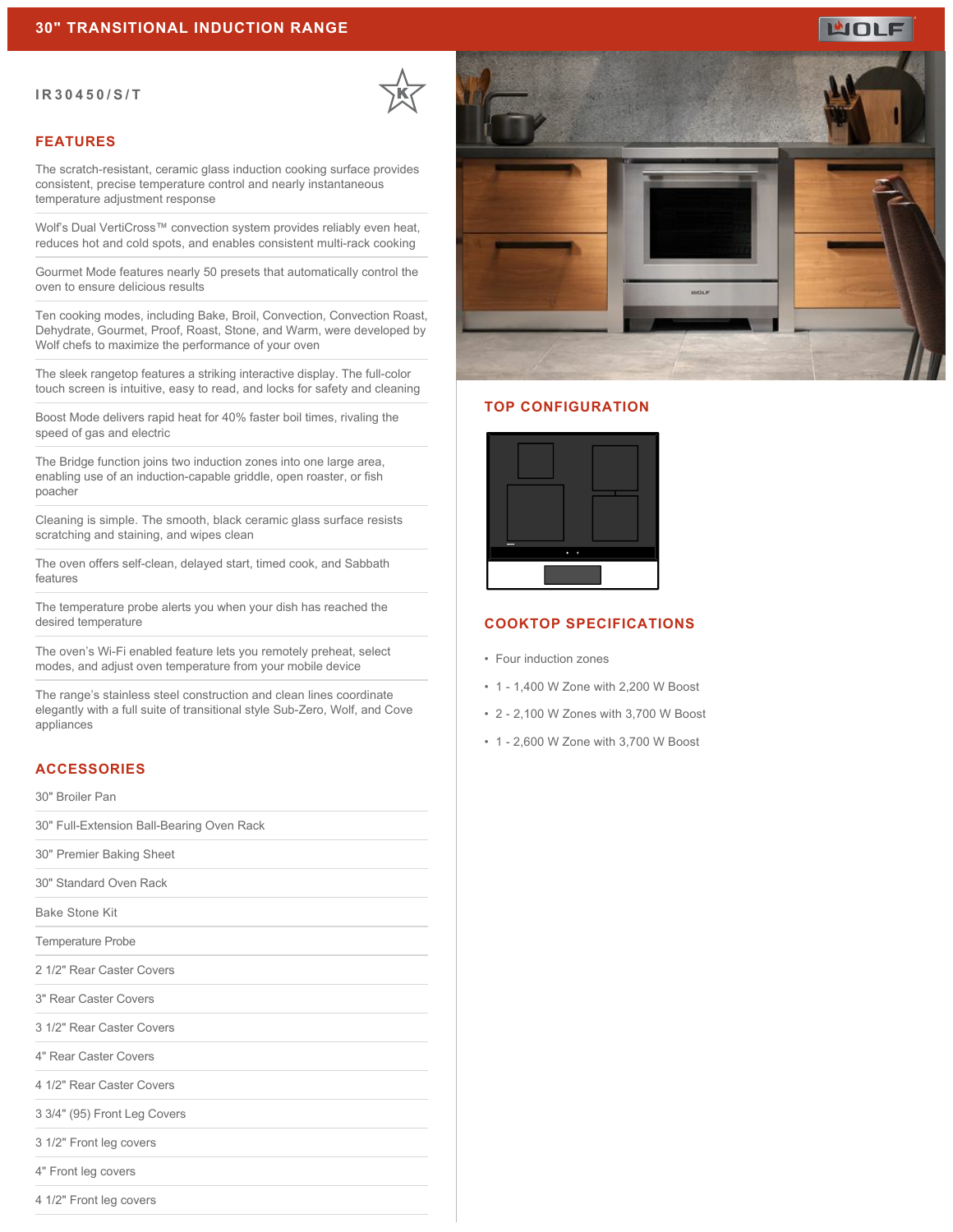# 30" TRANSITIONAL INDUCTION RANGE

IR30450/S/T

## FEATURES

The scratch-resistant, ceramic glass induction cooking surface provides consistent, precise temperature control and nearly instantaneous temperature adjustment response

Wolf's Dual VertiCross™ convection system provides reliably even heat, reduces hot and cold spots, and enables consistent multi-rack cooking

Gourmet Mode features nearly 50 presets that automatically control the oven to ensure delicious results

Ten cooking modes, including Bake, Broil, Convection, Convection Roast, Dehydrate, Gourmet, Proof, Roast, Stone, and Warm, were developed by Wolf chefs to maximize the performance of your oven

The sleek rangetop features a striking interactive display. The full-color touch screen is intuitive, easy to read, and locks for safety and cleaning

Boost Mode delivers rapid heat for 40% faster boil times, rivaling the speed of gas and electric

The Bridge function joins two induction zones into one large area, enabling use of an induction-capable griddle, open roaster, or fish poacher

Cleaning is simple. The smooth, black ceramic glass surface resists scratching and staining, and wipes clean

The oven offers self-clean, delayed start, timed cook, and Sabbath features

The temperature probe alerts you when your dish has reached the desired temperature

The oven's Wi-Fi enabled feature lets you remotely preheat, select modes, and adjust oven temperature from your mobile device

The range's stainless steel construction and clean lines coordinate elegantly with a full suite of transitional style Sub-Zero, Wolf, and Cove appliances

## ACCESSORIES

30" Broiler Pan

30" Full-Extension Ball-Bearing Oven Rack

30" Premier Baking Sheet

30" Standard Oven Rack

Bake Stone Kit

Temperature Probe

2 1/2" Rear Caster Covers

3" Rear Caster Covers

3 1/2" Rear Caster Covers

4" Rear Caster Covers

4 1/2" Rear Caster Covers

3 3/4" (95) Front Leg Covers

3 1/2" Front leg covers

4" Front leg covers

4 1/2" Front leg covers

## TOP CONFIGURATION

## COOKTOP SPECIFICATIONS

- Four induction zones
- 1 - 1,400 W Zone with 2,200 W Boost
- 2 - 2,100 W Zones with 3,700 W Boost
- 1 - 2,600 W Zone with 3,700 W Boost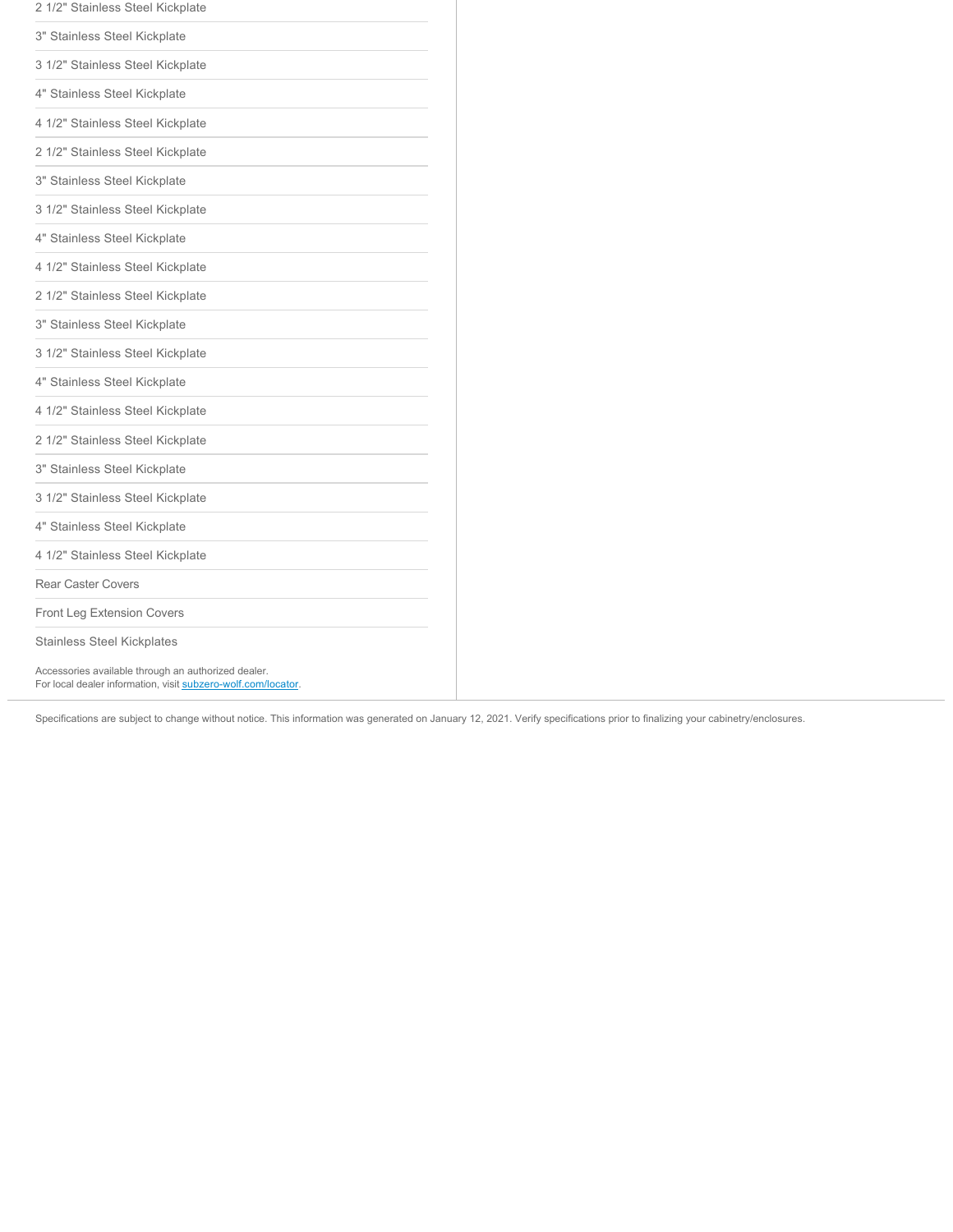2 1/2" Stainless Steel Kickplate

3" Stainless Steel Kickplate

3 1/2" Stainless Steel Kickplate

4" Stainless Steel Kickplate

4 1/2" Stainless Steel Kickplate

2 1/2" Stainless Steel Kickplate

3" Stainless Steel Kickplate

3 1/2" Stainless Steel Kickplate

4" Stainless Steel Kickplate

4 1/2" Stainless Steel Kickplate

2 1/2" Stainless Steel Kickplate

3" Stainless Steel Kickplate

3 1/2" Stainless Steel Kickplate

4" Stainless Steel Kickplate

4 1/2" Stainless Steel Kickplate

2 1/2" Stainless Steel Kickplate

3" Stainless Steel Kickplate

3 1/2" Stainless Steel Kickplate

4" Stainless Steel Kickplate

4 1/2" Stainless Steel Kickplate

Rear Caster Covers

Front Leg Extension Covers

Stainless Steel Kickplates

Accessories available through an authorized dealer.
For local dealer information, visit subzero-wolf.com/locator.

Specifications are subject to change without notice. This information was generated on January 12, 2021. Verify specifications prior to finalizing your cabinetry/enclosures.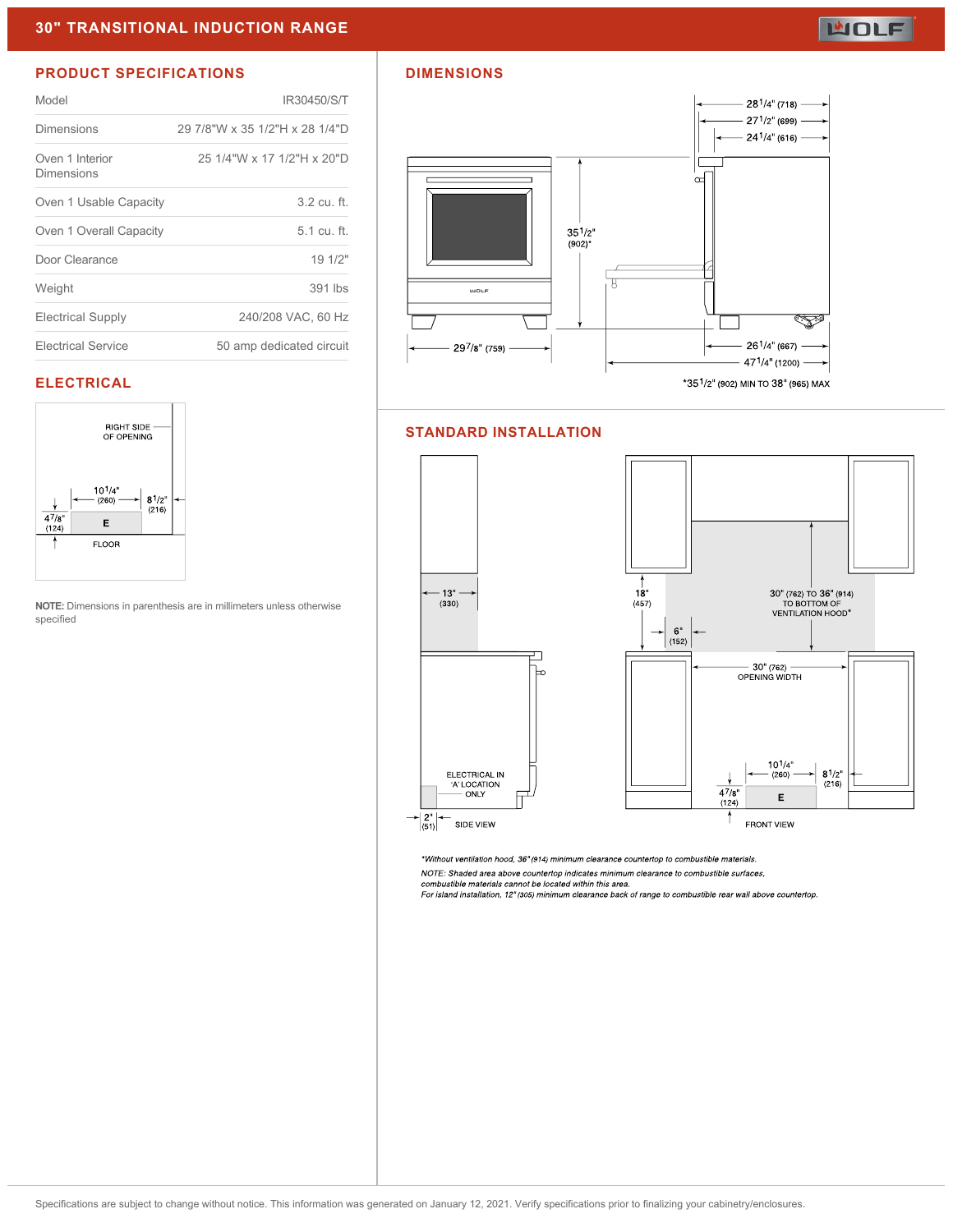# 30" TRANSITIONAL INDUCTION RANGE

## PRODUCT SPECIFICATIONS

| | |
|---|---|
| Model | IR30450/S/T |
| Dimensions | 29 7/8"W x 35 1/2"H x 28 1/4"D |
| Oven 1 Interior Dimensions | 25 1/4"W x 17 1/2"H x 20"D |
| Oven 1 Usable Capacity | 3.2 cu. ft. |
| Oven 1 Overall Capacity | 5.1 cu. ft. |
| Door Clearance | 19 1/2" |
| Weight | 391 lbs |
| Electrical Supply | 240/208 VAC, 60 Hz |
| Electrical Service | 50 amp dedicated circuit |

## ELECTRICAL

RIGHT SIDE OF OPENING

10 1/4" (260)

8 1/2" (216)

4 7/8" (124)

E

FLOOR

**NOTE:** Dimensions in parenthesis are in millimeters unless otherwise specified

## DIMENSIONS

28 1/4" (718)

27 1/2" (699)

24 1/4" (616)

35 1/2" (902)*

29 7/8" (759)

26 1/4" (667)

47 1/4" (1200)

*35 1/2" (902) MIN TO 38" (965) MAX

## STANDARD INSTALLATION

13" (330)

ELECTRICAL IN 'A' LOCATION ONLY

2" (51)

SIDE VIEW

18" (457)

6" (152)

30" (762) TO 36" (914) TO BOTTOM OF VENTILATION HOOD*

30" (762) OPENING WIDTH

10 1/4" (260)

8 1/2" (216)

4 7/8" (124)

E

FRONT VIEW

*\*Without ventilation hood, 36" (914) minimum clearance countertop to combustible materials.*

*NOTE: Shaded area above countertop indicates minimum clearance to combustible surfaces, combustible materials cannot be located within this area.*

*For island installation, 12" (305) minimum clearance back of range to combustible rear wall above countertop.*

Specifications are subject to change without notice. This information was generated on January 12, 2021. Verify specifications prior to finalizing your cabinetry/enclosures.